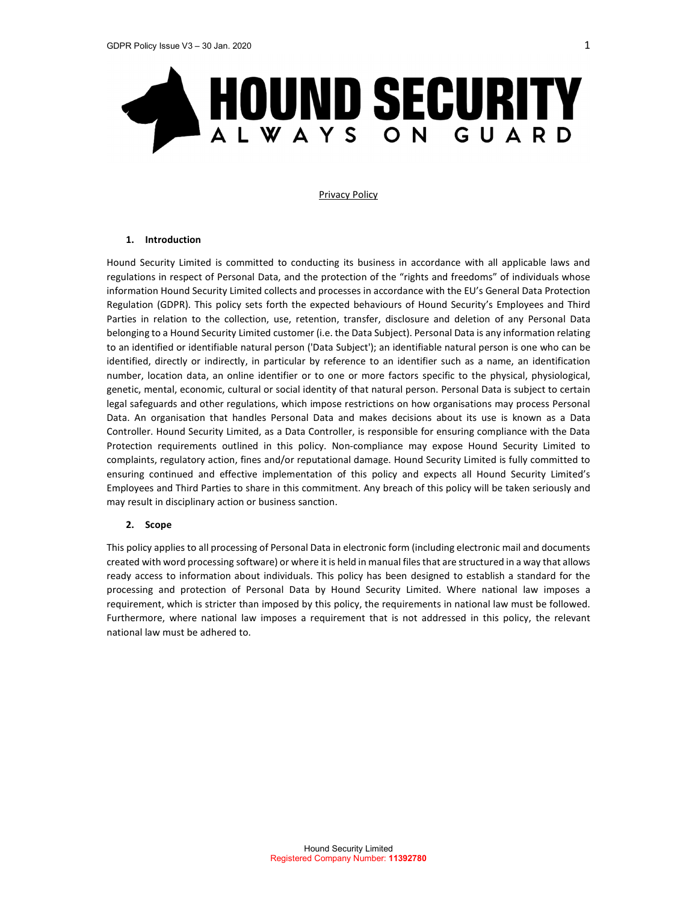# HOUND SECURITY

ALWAYS ON GUARD

Privacy Policy

## 1. Introduction

Hound Security Limited is committed to conducting its business in accordance with all applicable laws and regulations in respect of Personal Data, and the protection of the "rights and freedoms" of individuals whose information Hound Security Limited collects and processes in accordance with the EU's General Data Protection Regulation (GDPR). This policy sets forth the expected behaviours of Hound Security's Employees and Third Parties in relation to the collection, use, retention, transfer, disclosure and deletion of any Personal Data belonging to a Hound Security Limited customer (i.e. the Data Subject). Personal Data is any information relating to an identified or identifiable natural person ('Data Subject'); an identifiable natural person is one who can be identified, directly or indirectly, in particular by reference to an identifier such as a name, an identification number, location data, an online identifier or to one or more factors specific to the physical, physiological, genetic, mental, economic, cultural or social identity of that natural person. Personal Data is subject to certain legal safeguards and other regulations, which impose restrictions on how organisations may process Personal Data. An organisation that handles Personal Data and makes decisions about its use is known as a Data Controller. Hound Security Limited, as a Data Controller, is responsible for ensuring compliance with the Data Protection requirements outlined in this policy. Non-compliance may expose Hound Security Limited to complaints, regulatory action, fines and/or reputational damage. Hound Security Limited is fully committed to ensuring continued and effective implementation of this policy and expects all Hound Security Limited's Employees and Third Parties to share in this commitment. Any breach of this policy will be taken seriously and may result in disciplinary action or business sanction.

## 2. Scope

This policy applies to all processing of Personal Data in electronic form (including electronic mail and documents created with word processing software) or where it is held in manual files that are structured in a way that allows ready access to information about individuals. This policy has been designed to establish a standard for the processing and protection of Personal Data by Hound Security Limited. Where national law imposes a requirement, which is stricter than imposed by this policy, the requirements in national law must be followed. Furthermore, where national law imposes a requirement that is not addressed in this policy, the relevant national law must be adhered to.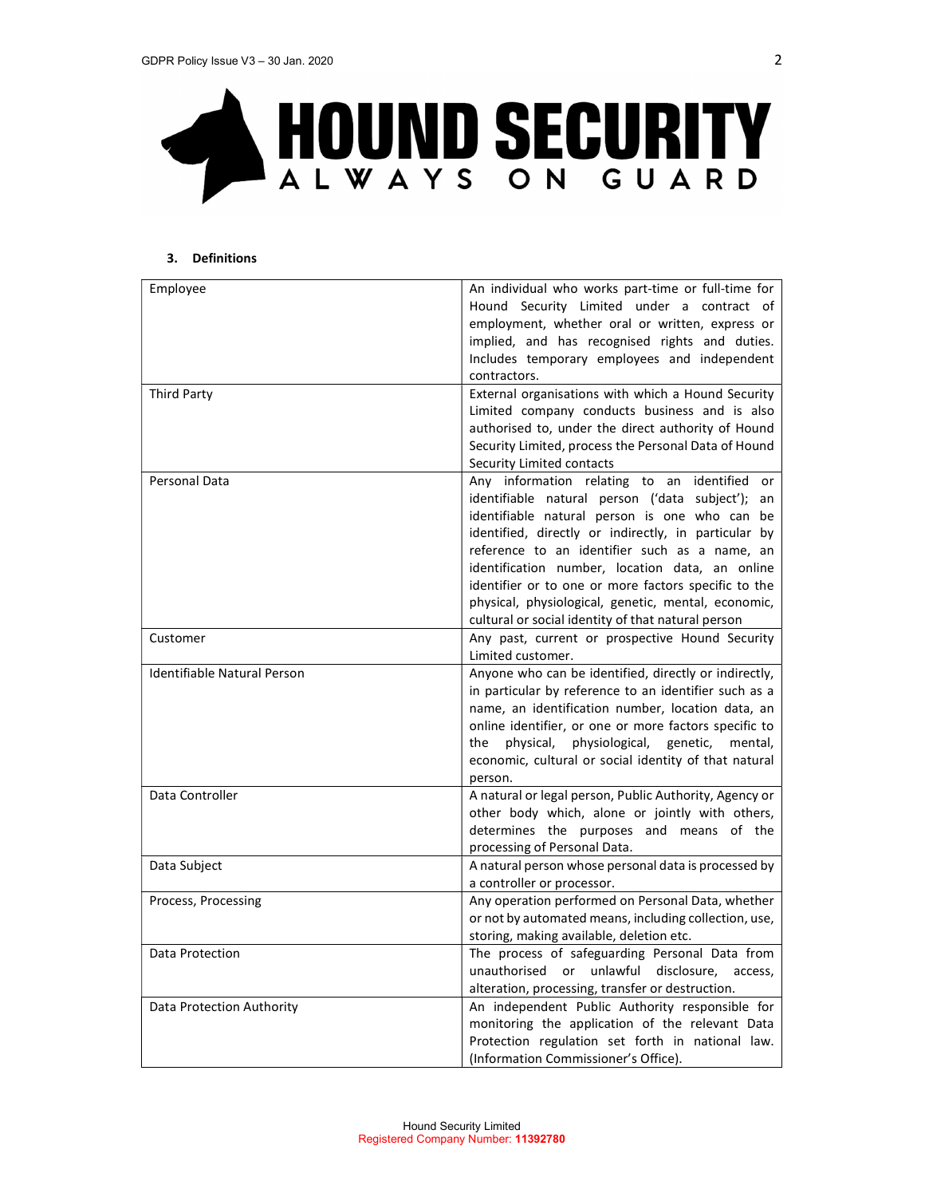### 3. Definitions

| | |
|---|---|
| Employee | An individual who works part-time or full-time for Hound Security Limited under a contract of employment, whether oral or written, express or implied, and has recognised rights and duties. Includes temporary employees and independent contractors. |
| Third Party | External organisations with which a Hound Security Limited company conducts business and is also authorised to, under the direct authority of Hound Security Limited, process the Personal Data of Hound Security Limited contacts |
| Personal Data | Any information relating to an identified or identifiable natural person ('data subject'); an identifiable natural person is one who can be identified, directly or indirectly, in particular by reference to an identifier such as a name, an identification number, location data, an online identifier or to one or more factors specific to the physical, physiological, genetic, mental, economic, cultural or social identity of that natural person |
| Customer | Any past, current or prospective Hound Security Limited customer. |
| Identifiable Natural Person | Anyone who can be identified, directly or indirectly, in particular by reference to an identifier such as a name, an identification number, location data, an online identifier, or one or more factors specific to the physical, physiological, genetic, mental, economic, cultural or social identity of that natural person. |
| Data Controller | A natural or legal person, Public Authority, Agency or other body which, alone or jointly with others, determines the purposes and means of the processing of Personal Data. |
| Data Subject | A natural person whose personal data is processed by a controller or processor. |
| Process, Processing | Any operation performed on Personal Data, whether or not by automated means, including collection, use, storing, making available, deletion etc. |
| Data Protection | The process of safeguarding Personal Data from unauthorised or unlawful disclosure, access, alteration, processing, transfer or destruction. |
| Data Protection Authority | An independent Public Authority responsible for monitoring the application of the relevant Data Protection regulation set forth in national law. (Information Commissioner's Office). |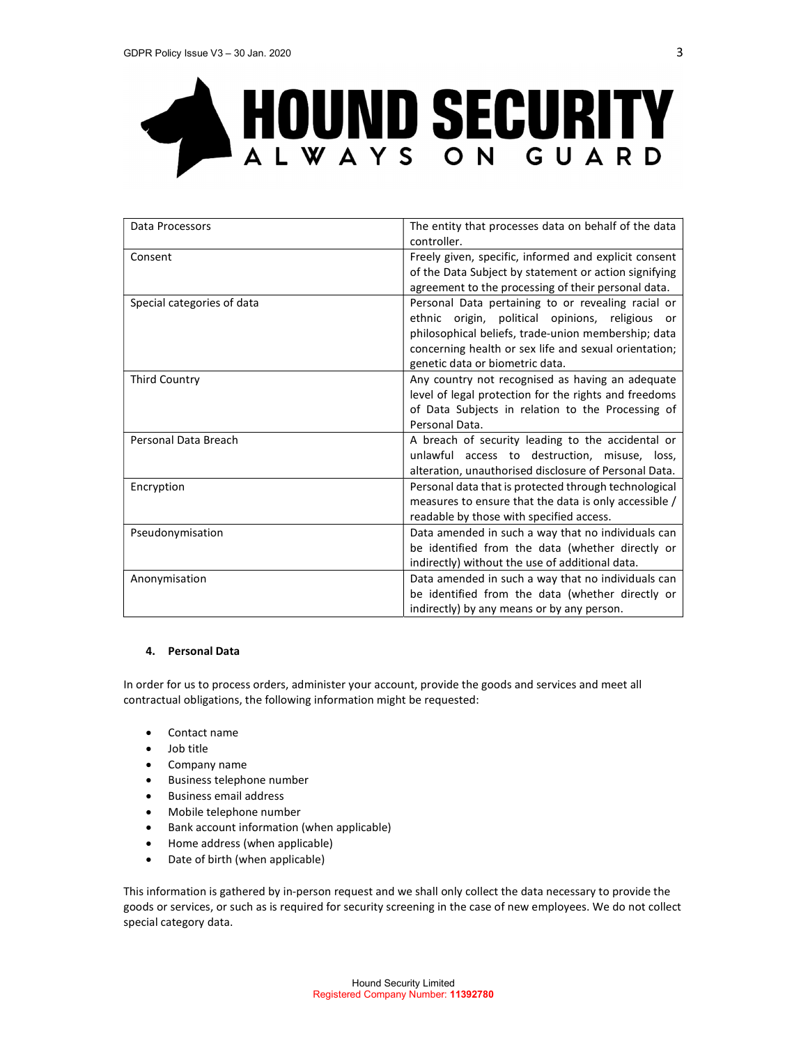| Data Processors | The entity that processes data on behalf of the data controller. |
| --- | --- |
| Consent | Freely given, specific, informed and explicit consent of the Data Subject by statement or action signifying agreement to the processing of their personal data. |
| Special categories of data | Personal Data pertaining to or revealing racial or ethnic origin, political opinions, religious or philosophical beliefs, trade-union membership; data concerning health or sex life and sexual orientation; genetic data or biometric data. |
| Third Country | Any country not recognised as having an adequate level of legal protection for the rights and freedoms of Data Subjects in relation to the Processing of Personal Data. |
| Personal Data Breach | A breach of security leading to the accidental or unlawful access to destruction, misuse, loss, alteration, unauthorised disclosure of Personal Data. |
| Encryption | Personal data that is protected through technological measures to ensure that the data is only accessible / readable by those with specified access. |
| Pseudonymisation | Data amended in such a way that no individuals can be identified from the data (whether directly or indirectly) without the use of additional data. |
| Anonymisation | Data amended in such a way that no individuals can be identified from the data (whether directly or indirectly) by any means or by any person. |

## 4. Personal Data

In order for us to process orders, administer your account, provide the goods and services and meet all contractual obligations, the following information might be requested:

- Contact name
- Job title
- Company name
- Business telephone number
- Business email address
- Mobile telephone number
- Bank account information (when applicable)
- Home address (when applicable)
- Date of birth (when applicable)

This information is gathered by in-person request and we shall only collect the data necessary to provide the goods or services, or such as is required for security screening in the case of new employees. We do not collect special category data.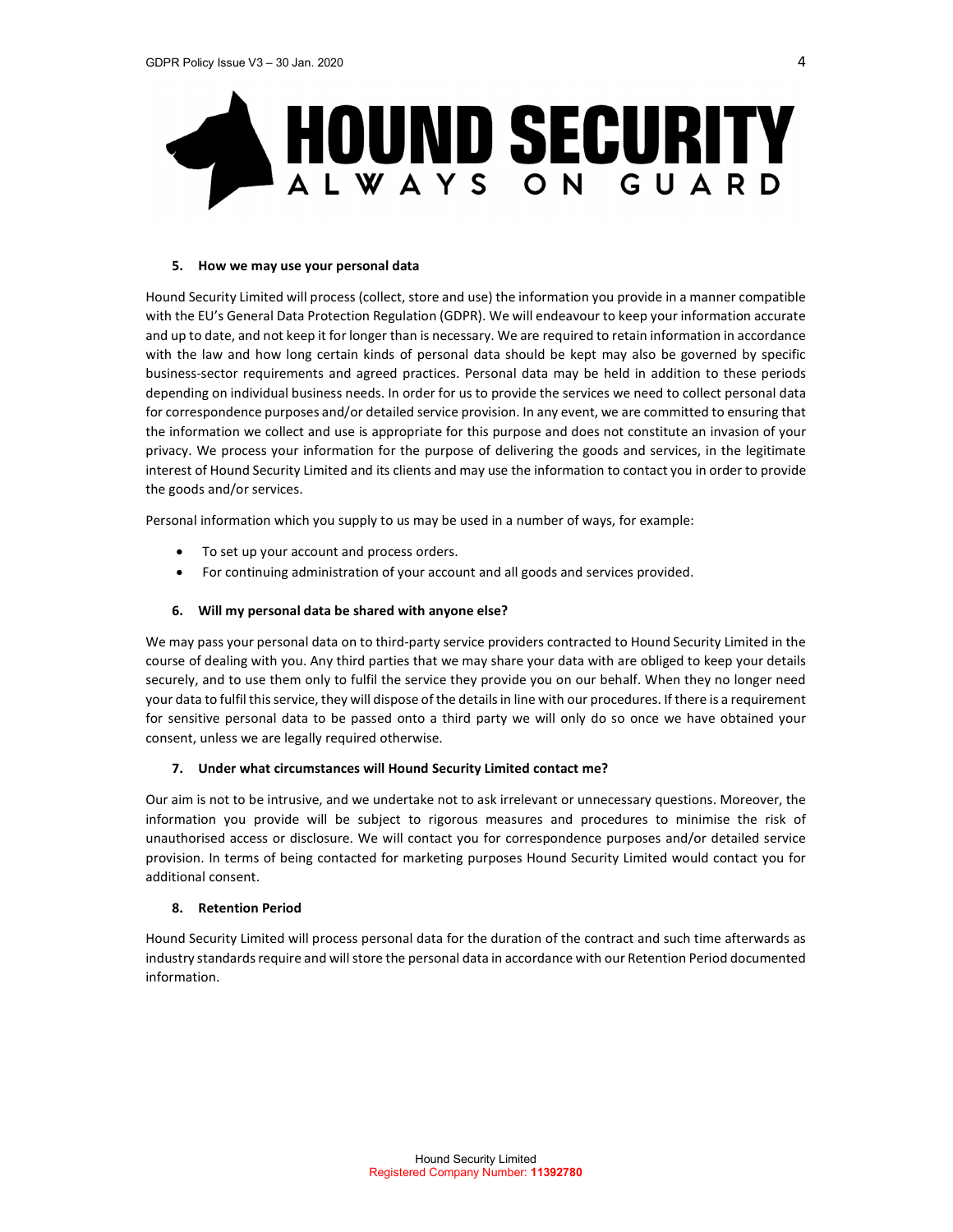## 5. How we may use your personal data

Hound Security Limited will process (collect, store and use) the information you provide in a manner compatible with the EU's General Data Protection Regulation (GDPR). We will endeavour to keep your information accurate and up to date, and not keep it for longer than is necessary. We are required to retain information in accordance with the law and how long certain kinds of personal data should be kept may also be governed by specific business-sector requirements and agreed practices. Personal data may be held in addition to these periods depending on individual business needs. In order for us to provide the services we need to collect personal data for correspondence purposes and/or detailed service provision. In any event, we are committed to ensuring that the information we collect and use is appropriate for this purpose and does not constitute an invasion of your privacy. We process your information for the purpose of delivering the goods and services, in the legitimate interest of Hound Security Limited and its clients and may use the information to contact you in order to provide the goods and/or services.

Personal information which you supply to us may be used in a number of ways, for example:

- To set up your account and process orders.
- For continuing administration of your account and all goods and services provided.

## 6. Will my personal data be shared with anyone else?

We may pass your personal data on to third-party service providers contracted to Hound Security Limited in the course of dealing with you. Any third parties that we may share your data with are obliged to keep your details securely, and to use them only to fulfil the service they provide you on our behalf. When they no longer need your data to fulfil this service, they will dispose of the details in line with our procedures. If there is a requirement for sensitive personal data to be passed onto a third party we will only do so once we have obtained your consent, unless we are legally required otherwise.

## 7. Under what circumstances will Hound Security Limited contact me?

Our aim is not to be intrusive, and we undertake not to ask irrelevant or unnecessary questions. Moreover, the information you provide will be subject to rigorous measures and procedures to minimise the risk of unauthorised access or disclosure. We will contact you for correspondence purposes and/or detailed service provision. In terms of being contacted for marketing purposes Hound Security Limited would contact you for additional consent.

## 8. Retention Period

Hound Security Limited will process personal data for the duration of the contract and such time afterwards as industry standards require and will store the personal data in accordance with our Retention Period documented information.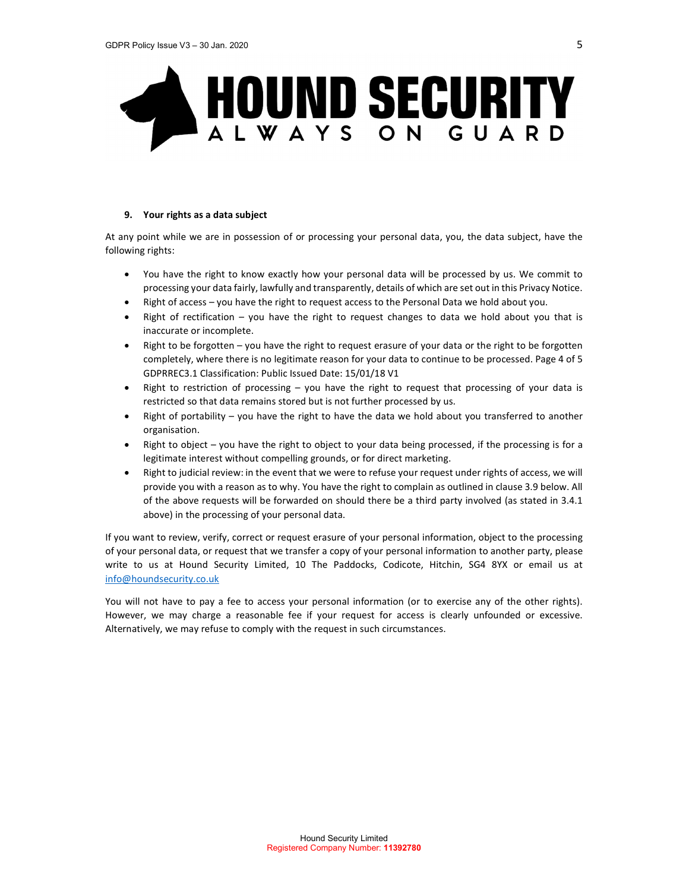## 9. Your rights as a data subject

At any point while we are in possession of or processing your personal data, you, the data subject, have the following rights:

- You have the right to know exactly how your personal data will be processed by us. We commit to processing your data fairly, lawfully and transparently, details of which are set out in this Privacy Notice.
- Right of access – you have the right to request access to the Personal Data we hold about you.
- Right of rectification – you have the right to request changes to data we hold about you that is inaccurate or incomplete.
- Right to be forgotten – you have the right to request erasure of your data or the right to be forgotten completely, where there is no legitimate reason for your data to continue to be processed. Page 4 of 5 GDPRREC3.1 Classification: Public Issued Date: 15/01/18 V1
- Right to restriction of processing – you have the right to request that processing of your data is restricted so that data remains stored but is not further processed by us.
- Right of portability – you have the right to have the data we hold about you transferred to another organisation.
- Right to object – you have the right to object to your data being processed, if the processing is for a legitimate interest without compelling grounds, or for direct marketing.
- Right to judicial review: in the event that we were to refuse your request under rights of access, we will provide you with a reason as to why. You have the right to complain as outlined in clause 3.9 below. All of the above requests will be forwarded on should there be a third party involved (as stated in 3.4.1 above) in the processing of your personal data.

If you want to review, verify, correct or request erasure of your personal information, object to the processing of your personal data, or request that we transfer a copy of your personal information to another party, please write to us at Hound Security Limited, 10 The Paddocks, Codicote, Hitchin, SG4 8YX or email us at info@houndsecurity.co.uk

You will not have to pay a fee to access your personal information (or to exercise any of the other rights). However, we may charge a reasonable fee if your request for access is clearly unfounded or excessive. Alternatively, we may refuse to comply with the request in such circumstances.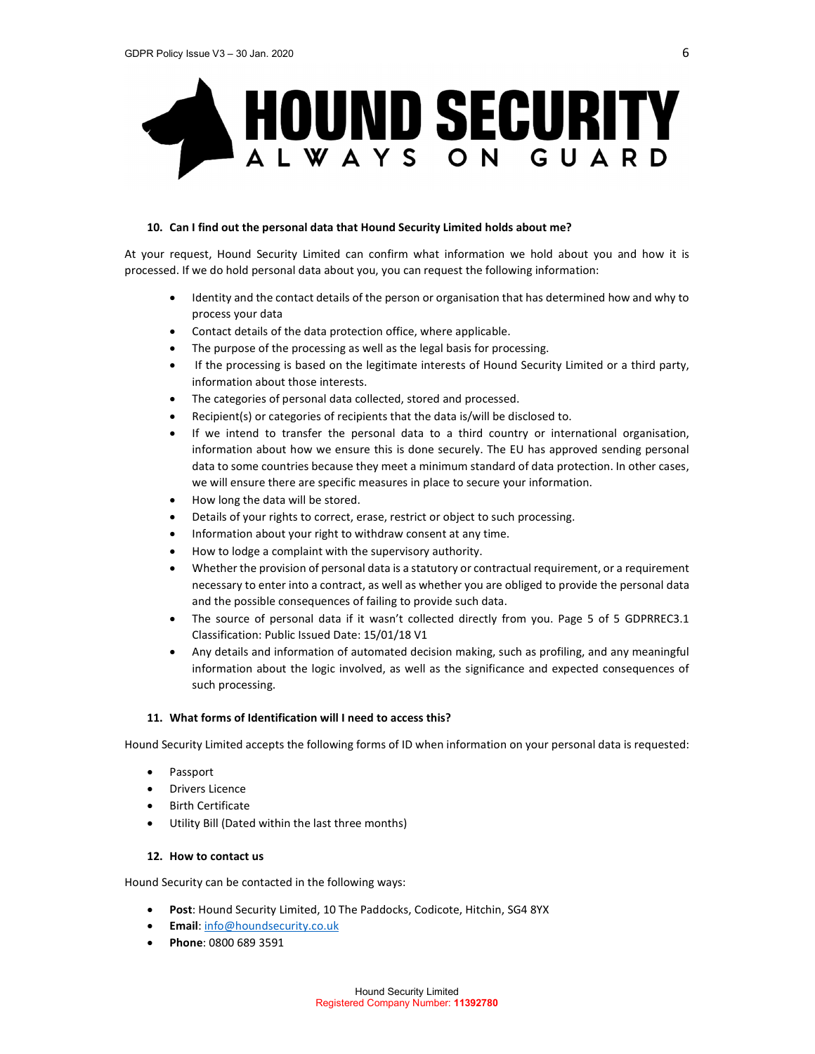## 10. Can I find out the personal data that Hound Security Limited holds about me?

At your request, Hound Security Limited can confirm what information we hold about you and how it is processed. If we do hold personal data about you, you can request the following information:

- Identity and the contact details of the person or organisation that has determined how and why to process your data
- Contact details of the data protection office, where applicable.
- The purpose of the processing as well as the legal basis for processing.
- If the processing is based on the legitimate interests of Hound Security Limited or a third party, information about those interests.
- The categories of personal data collected, stored and processed.
- Recipient(s) or categories of recipients that the data is/will be disclosed to.
- If we intend to transfer the personal data to a third country or international organisation, information about how we ensure this is done securely. The EU has approved sending personal data to some countries because they meet a minimum standard of data protection. In other cases, we will ensure there are specific measures in place to secure your information.
- How long the data will be stored.
- Details of your rights to correct, erase, restrict or object to such processing.
- Information about your right to withdraw consent at any time.
- How to lodge a complaint with the supervisory authority.
- Whether the provision of personal data is a statutory or contractual requirement, or a requirement necessary to enter into a contract, as well as whether you are obliged to provide the personal data and the possible consequences of failing to provide such data.
- The source of personal data if it wasn't collected directly from you. Page 5 of 5 GDPRREC3.1 Classification: Public Issued Date: 15/01/18 V1
- Any details and information of automated decision making, such as profiling, and any meaningful information about the logic involved, as well as the significance and expected consequences of such processing.

## 11. What forms of Identification will I need to access this?

Hound Security Limited accepts the following forms of ID when information on your personal data is requested:

- Passport
- Drivers Licence
- Birth Certificate
- Utility Bill (Dated within the last three months)

## 12. How to contact us

Hound Security can be contacted in the following ways:

- **Post**: Hound Security Limited, 10 The Paddocks, Codicote, Hitchin, SG4 8YX
- **Email**: info@houndsecurity.co.uk
- **Phone**: 0800 689 3591